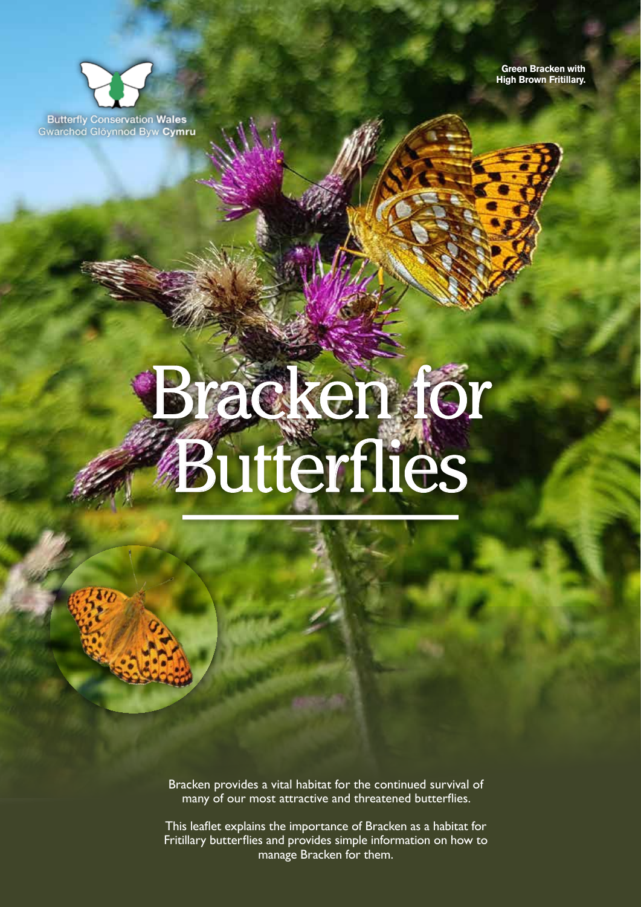Butterfly Conservation Wales
Gwarchod Glöynnod Byw Cymru

Green Bracken with High Brown Fritillary.

# Bracken for Butterflies

Bracken provides a vital habitat for the continued survival of many of our most attractive and threatened butterflies.

This leaflet explains the importance of Bracken as a habitat for Fritillary butterflies and provides simple information on how to manage Bracken for them.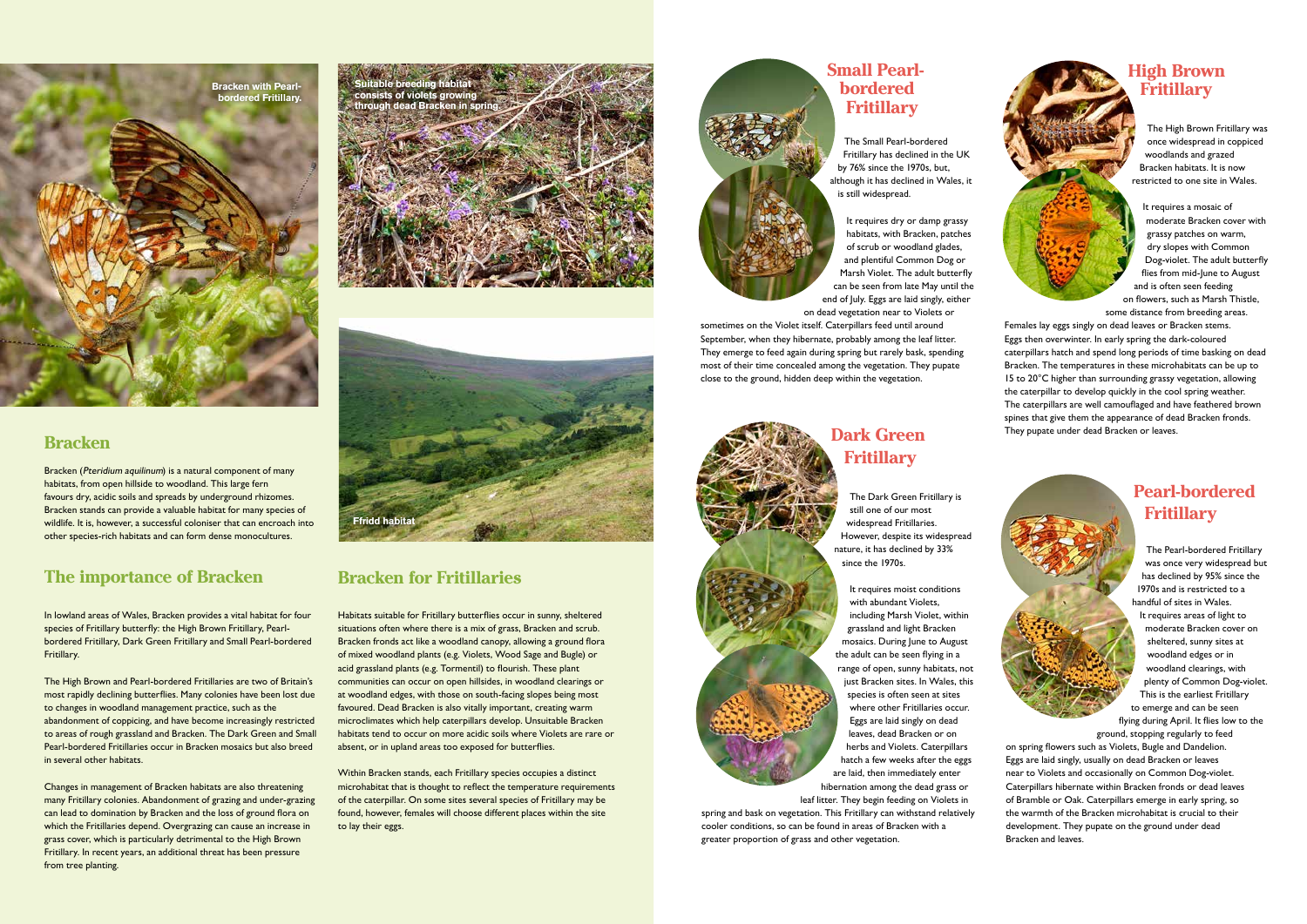Bracken with Pearl-bordered Fritillary.

Suitable breeding habitat consists of violets growing through dead Bracken in spring.

Ffridd habitat

## Bracken

Bracken (*Pteridium aquilinum*) is a natural component of many habitats, from open hillside to woodland. This large fern favours dry, acidic soils and spreads by underground rhizomes. Bracken stands can provide a valuable habitat for many species of wildlife. It is, however, a successful coloniser that can encroach into other species-rich habitats and can form dense monocultures.

## The importance of Bracken

In lowland areas of Wales, Bracken provides a vital habitat for four species of Fritillary butterfly: the High Brown Fritillary, Pearl-bordered Fritillary, Dark Green Fritillary and Small Pearl-bordered Fritillary.

The High Brown and Pearl-bordered Fritillaries are two of Britain's most rapidly declining butterflies. Many colonies have been lost due to changes in woodland management practice, such as the abandonment of coppicing, and have become increasingly restricted to areas of rough grassland and Bracken. The Dark Green and Small Pearl-bordered Fritillaries occur in Bracken mosaics but also breed in several other habitats.

Changes in management of Bracken habitats are also threatening many Fritillary colonies. Abandonment of grazing and under-grazing can lead to domination by Bracken and the loss of ground flora on which the Fritillaries depend. Overgrazing can cause an increase in grass cover, which is particularly detrimental to the High Brown Fritillary. In recent years, an additional threat has been pressure from tree planting.

## Bracken for Fritillaries

Habitats suitable for Fritillary butterflies occur in sunny, sheltered situations often where there is a mix of grass, Bracken and scrub. Bracken fronds act like a woodland canopy, allowing a ground flora of mixed woodland plants (e.g. Violets, Wood Sage and Bugle) or acid grassland plants (e.g. Tormentil) to flourish. These plant communities can occur on open hillsides, in woodland clearings or at woodland edges, with those on south-facing slopes being most favoured. Dead Bracken is also vitally important, creating warm microclimates which help caterpillars develop. Unsuitable Bracken habitats tend to occur on more acidic soils where Violets are rare or absent, or in upland areas too exposed for butterflies.

Within Bracken stands, each Fritillary species occupies a distinct microhabitat that is thought to reflect the temperature requirements of the caterpillar. On some sites several species of Fritillary may be found, however, females will choose different places within the site to lay their eggs.

## Small Pearl-bordered Fritillary

The Small Pearl-bordered Fritillary has declined in the UK by 76% since the 1970s, but, although it has declined in Wales, it is still widespread.

It requires dry or damp grassy habitats, with Bracken, patches of scrub or woodland glades, and plentiful Common Dog or Marsh Violet. The adult butterfly can be seen from late May until the end of July. Eggs are laid singly, either on dead vegetation near to Violets or sometimes on the Violet itself. Caterpillars feed until around September, when they hibernate, probably among the leaf litter. They emerge to feed again during spring but rarely bask, spending most of their time concealed among the vegetation. They pupate close to the ground, hidden deep within the vegetation.

## Dark Green Fritillary

The Dark Green Fritillary is still one of our most widespread Fritillaries. However, despite its widespread nature, it has declined by 33% since the 1970s.

It requires moist conditions with abundant Violets, including Marsh Violet, within grassland and light Bracken mosaics. During June to August the adult can be seen flying in a range of open, sunny habitats, not just Bracken sites. In Wales, this species is often seen at sites where other Fritillaries occur. Eggs are laid singly on dead leaves, dead Bracken or on herbs and Violets. Caterpillars hatch a few weeks after the eggs are laid, then immediately enter hibernation among the dead grass or leaf litter. They begin feeding on Violets in spring and bask on vegetation. This Fritillary can withstand relatively cooler conditions, so can be found in areas of Bracken with a greater proportion of grass and other vegetation.

## High Brown Fritillary

The High Brown Fritillary was once widespread in coppiced woodlands and grazed Bracken habitats. It is now restricted to one site in Wales.

It requires a mosaic of moderate Bracken cover with grassy patches on warm, dry slopes with Common Dog-violet. The adult butterfly flies from mid-June to August and is often seen feeding on flowers, such as Marsh Thistle, some distance from breeding areas. Females lay eggs singly on dead leaves or Bracken stems. Eggs then overwinter. In early spring the dark-coloured caterpillars hatch and spend long periods of time basking on dead Bracken. The temperatures in these microhabitats can be up to 15 to 20°C higher than surrounding grassy vegetation, allowing the caterpillar to develop quickly in the cool spring weather. The caterpillars are well camouflaged and have feathered brown spines that give them the appearance of dead Bracken fronds. They pupate under dead Bracken or leaves.

## Pearl-bordered Fritillary

The Pearl-bordered Fritillary was once very widespread but has declined by 95% since the 1970s and is restricted to a handful of sites in Wales.

It requires areas of light to moderate Bracken cover on sheltered, sunny sites at woodland edges or in woodland clearings, with plenty of Common Dog-violet. This is the earliest Fritillary to emerge and can be seen flying during April. It flies low to the ground, stopping regularly to feed on spring flowers such as Violets, Bugle and Dandelion. Eggs are laid singly, usually on dead Bracken or leaves near to Violets and occasionally on Common Dog-violet. Caterpillars hibernate within Bracken fronds or dead leaves of Bramble or Oak. Caterpillars emerge in early spring, so the warmth of the Bracken microhabitat is crucial to their development. They pupate on the ground under dead Bracken and leaves.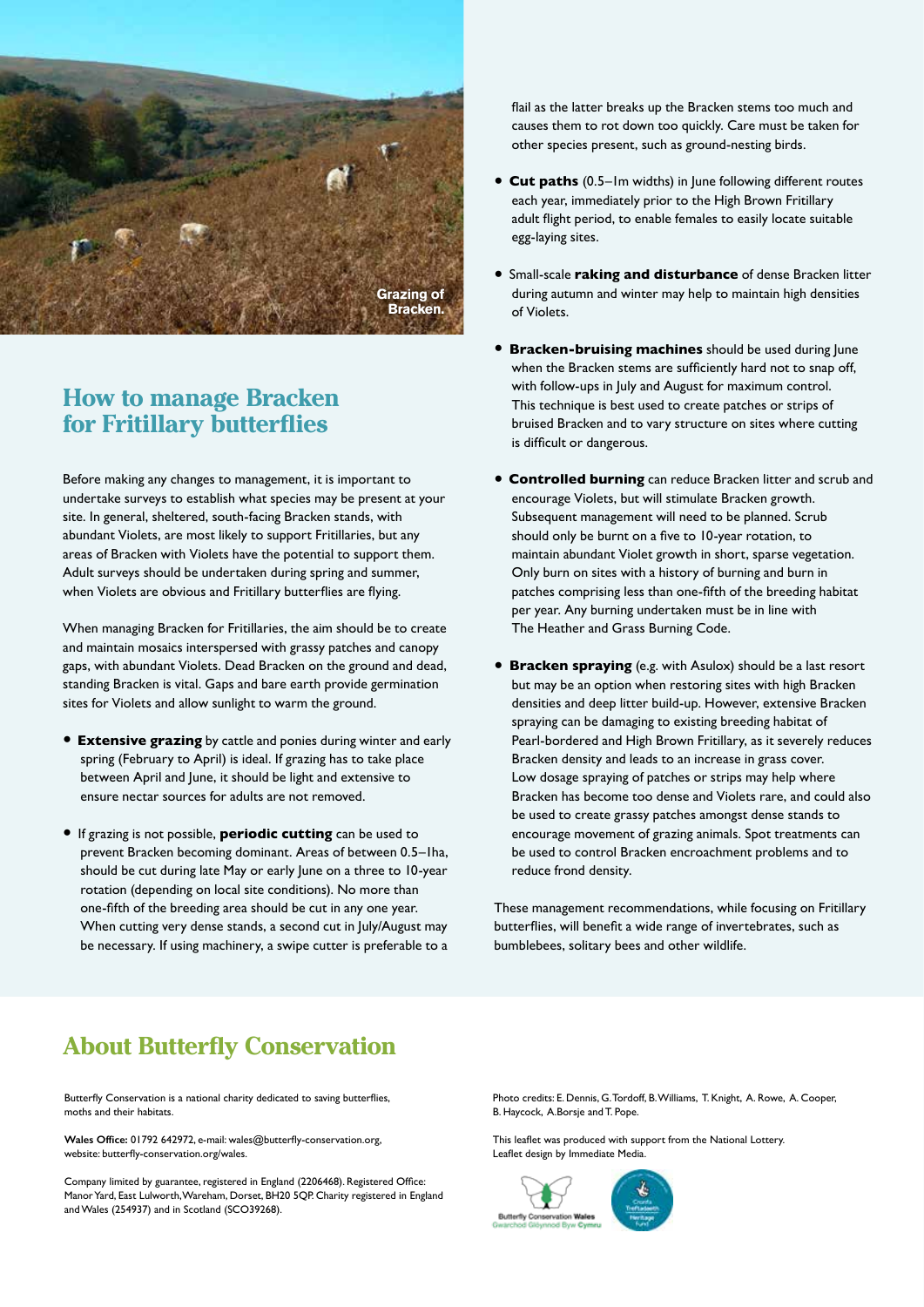Grazing of Bracken.

## How to manage Bracken for Fritillary butterflies

Before making any changes to management, it is important to undertake surveys to establish what species may be present at your site. In general, sheltered, south-facing Bracken stands, with abundant Violets, are most likely to support Fritillaries, but any areas of Bracken with Violets have the potential to support them. Adult surveys should be undertaken during spring and summer, when Violets are obvious and Fritillary butterflies are flying.

When managing Bracken for Fritillaries, the aim should be to create and maintain mosaics interspersed with grassy patches and canopy gaps, with abundant Violets. Dead Bracken on the ground and dead, standing Bracken is vital. Gaps and bare earth provide germination sites for Violets and allow sunlight to warm the ground.

- **Extensive grazing** by cattle and ponies during winter and early spring (February to April) is ideal. If grazing has to take place between April and June, it should be light and extensive to ensure nectar sources for adults are not removed.
- If grazing is not possible, **periodic cutting** can be used to prevent Bracken becoming dominant. Areas of between 0.5–1ha, should be cut during late May or early June on a three to 10-year rotation (depending on local site conditions). No more than one-fifth of the breeding area should be cut in any one year. When cutting very dense stands, a second cut in July/August may be necessary. If using machinery, a swipe cutter is preferable to a flail as the latter breaks up the Bracken stems too much and causes them to rot down too quickly. Care must be taken for other species present, such as ground-nesting birds.
- **Cut paths** (0.5–1m widths) in June following different routes each year, immediately prior to the High Brown Fritillary adult flight period, to enable females to easily locate suitable egg-laying sites.
- Small-scale **raking and disturbance** of dense Bracken litter during autumn and winter may help to maintain high densities of Violets.
- **Bracken-bruising machines** should be used during June when the Bracken stems are sufficiently hard not to snap off, with follow-ups in July and August for maximum control. This technique is best used to create patches or strips of bruised Bracken and to vary structure on sites where cutting is difficult or dangerous.
- **Controlled burning** can reduce Bracken litter and scrub and encourage Violets, but will stimulate Bracken growth. Subsequent management will need to be planned. Scrub should only be burnt on a five to 10-year rotation, to maintain abundant Violet growth in short, sparse vegetation. Only burn on sites with a history of burning and burn in patches comprising less than one-fifth of the breeding habitat per year. Any burning undertaken must be in line with The Heather and Grass Burning Code.
- **Bracken spraying** (e.g. with Asulox) should be a last resort but may be an option when restoring sites with high Bracken densities and deep litter build-up. However, extensive Bracken spraying can be damaging to existing breeding habitat of Pearl-bordered and High Brown Fritillary, as it severely reduces Bracken density and leads to an increase in grass cover. Low dosage spraying of patches or strips may help where Bracken has become too dense and Violets rare, and could also be used to create grassy patches amongst dense stands to encourage movement of grazing animals. Spot treatments can be used to control Bracken encroachment problems and to reduce frond density.

These management recommendations, while focusing on Fritillary butterflies, will benefit a wide range of invertebrates, such as bumblebees, solitary bees and other wildlife.

## About Butterfly Conservation

Butterfly Conservation is a national charity dedicated to saving butterflies, moths and their habitats.

**Wales Office:** 01792 642972, e-mail: wales@butterfly-conservation.org, website: butterfly-conservation.org/wales.

Company limited by guarantee, registered in England (2206468). Registered Office: Manor Yard, East Lulworth, Wareham, Dorset, BH20 5QP. Charity registered in England and Wales (254937) and in Scotland (SCO39268).

Photo credits: E. Dennis, G. Tordoff, B. Williams, T. Knight, A. Rowe, A. Cooper, B. Haycock, A. Borsje and T. Pope.

This leaflet was produced with support from the National Lottery. Leaflet design by Immediate Media.

Butterfly Conservation Wales
Gwarchod Glöynnod Byw Cymru

Cronfa Treftadaeth Heritage Fund